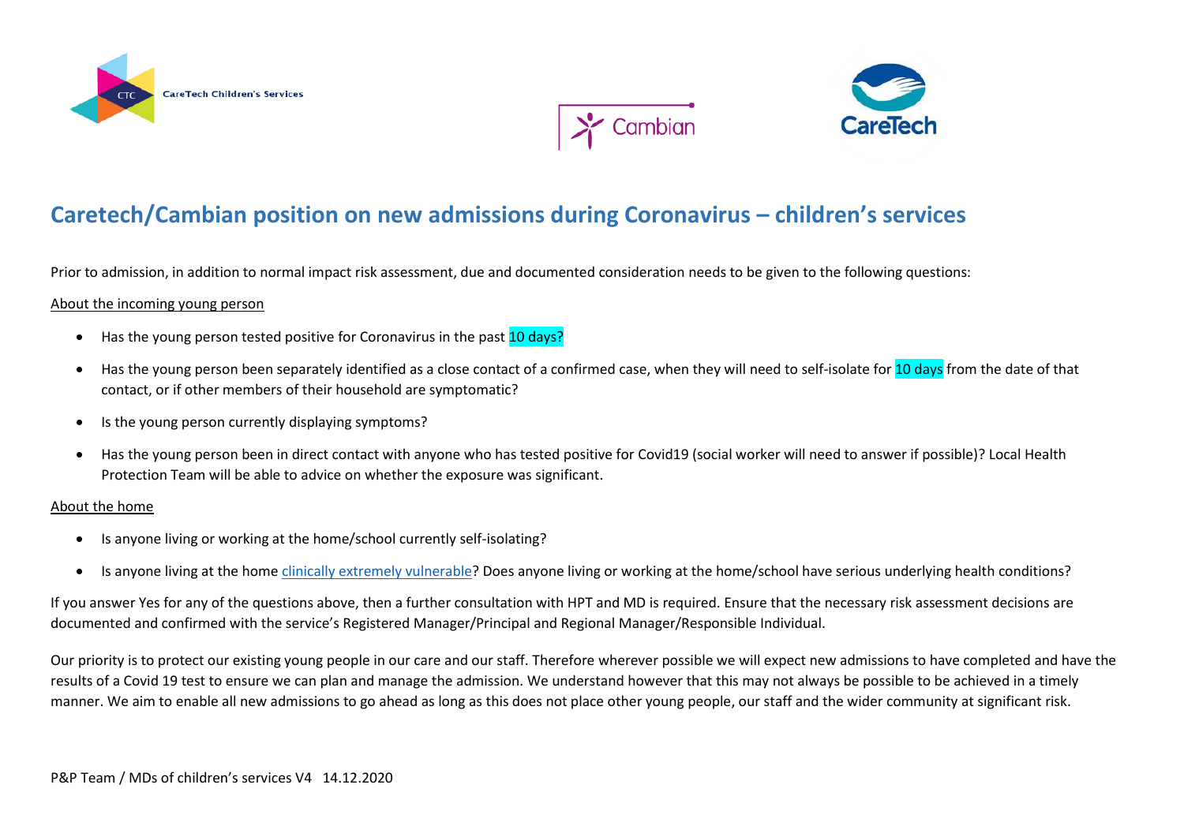# Caretech/Cambian position on new admissions during Coronavirus – children's services

Prior to admission, in addition to normal impact risk assessment, due and documented consideration needs to be given to the following questions:

About the incoming young person

- Has the young person tested positive for Coronavirus in the past 10 days?
- Has the young person been separately identified as a close contact of a confirmed case, when they will need to self-isolate for 10 days from the date of that contact, or if other members of their household are symptomatic?
- Is the young person currently displaying symptoms?
- Has the young person been in direct contact with anyone who has tested positive for Covid19 (social worker will need to answer if possible)? Local Health Protection Team will be able to advice on whether the exposure was significant.

About the home

- Is anyone living or working at the home/school currently self-isolating?
- Is anyone living at the home clinically extremely vulnerable? Does anyone living or working at the home/school have serious underlying health conditions?

If you answer Yes for any of the questions above, then a further consultation with HPT and MD is required. Ensure that the necessary risk assessment decisions are documented and confirmed with the service's Registered Manager/Principal and Regional Manager/Responsible Individual.

Our priority is to protect our existing young people in our care and our staff. Therefore wherever possible we will expect new admissions to have completed and have the results of a Covid 19 test to ensure we can plan and manage the admission. We understand however that this may not always be possible to be achieved in a timely manner. We aim to enable all new admissions to go ahead as long as this does not place other young people, our staff and the wider community at significant risk.

P&P Team / MDs of children's services V4 14.12.2020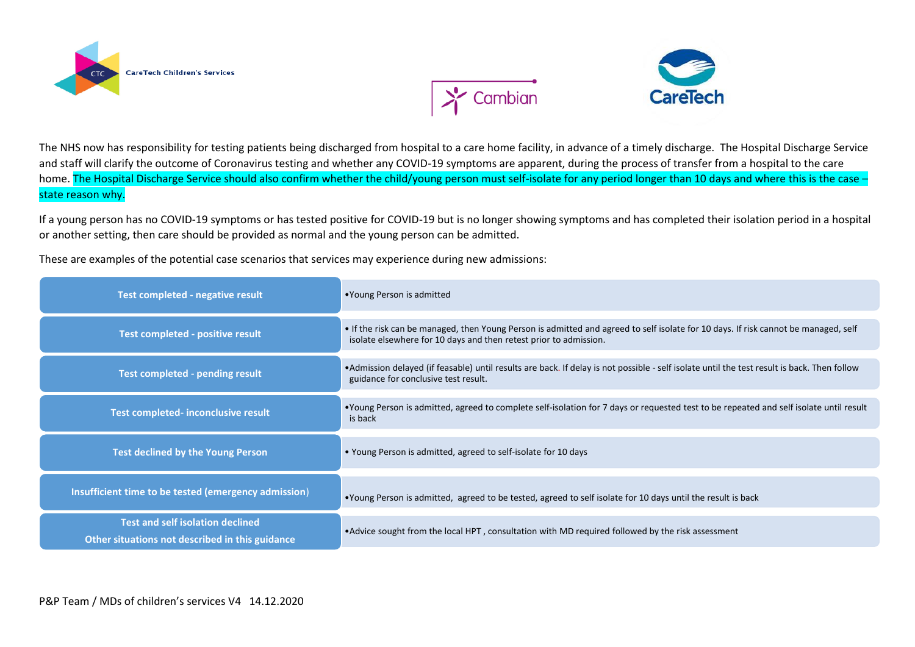CareTech Children's Services

Cambian

CareTech

The NHS now has responsibility for testing patients being discharged from hospital to a care home facility, in advance of a timely discharge. The Hospital Discharge Service and staff will clarify the outcome of Coronavirus testing and whether any COVID-19 symptoms are apparent, during the process of transfer from a hospital to the care home. The Hospital Discharge Service should also confirm whether the child/young person must self-isolate for any period longer than 10 days and where this is the case – state reason why.

If a young person has no COVID-19 symptoms or has tested positive for COVID-19 but is no longer showing symptoms and has completed their isolation period in a hospital or another setting, then care should be provided as normal and the young person can be admitted.

These are examples of the potential case scenarios that services may experience during new admissions:

| Scenario | Action |
|---|---|
| **Test completed - negative result** | •Young Person is admitted |
| **Test completed - positive result** | • If the risk can be managed, then Young Person is admitted and agreed to self isolate for 10 days. If risk cannot be managed, self isolate elsewhere for 10 days and then retest prior to admission. |
| **Test completed - pending result** | •Admission delayed (if feasable) until results are back. If delay is not possible - self isolate until the test result is back. Then follow guidance for conclusive test result. |
| **Test completed- inconclusive result** | •Young Person is admitted, agreed to complete self-isolation for 7 days or requested test to be repeated and self isolate until result is back |
| **Test declined by the Young Person** | • Young Person is admitted, agreed to self-isolate for 10 days |
| **Insufficient time to be tested (emergency admission)** | •Young Person is admitted, agreed to be tested, agreed to self isolate for 10 days until the result is back |
| **Test and self isolation declined**<br>**Other situations not described in this guidance** | •Advice sought from the local HPT , consultation with MD required followed by the risk assessment |

P&P Team / MDs of children's services V4 14.12.2020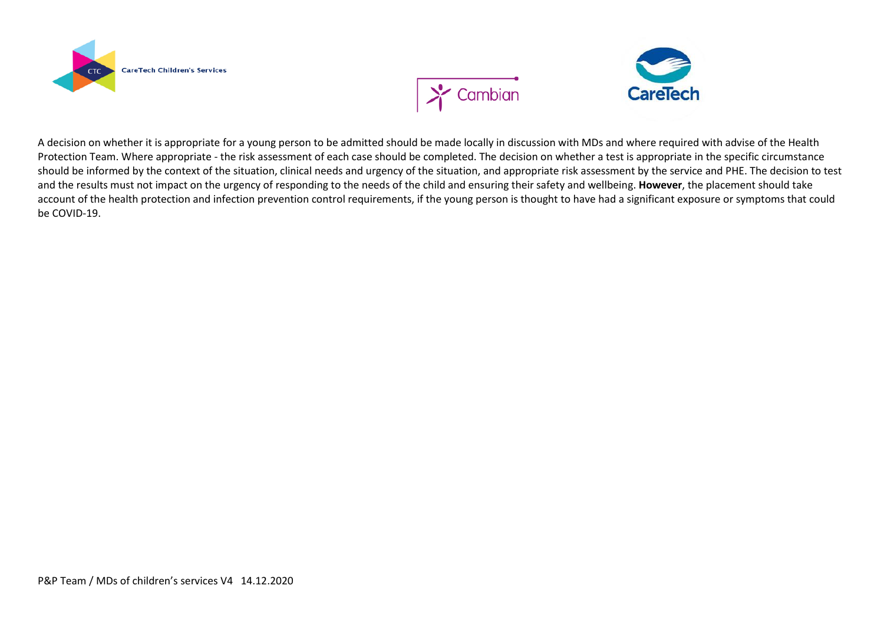A decision on whether it is appropriate for a young person to be admitted should be made locally in discussion with MDs and where required with advise of the Health Protection Team. Where appropriate - the risk assessment of each case should be completed. The decision on whether a test is appropriate in the specific circumstance should be informed by the context of the situation, clinical needs and urgency of the situation, and appropriate risk assessment by the service and PHE. The decision to test and the results must not impact on the urgency of responding to the needs of the child and ensuring their safety and wellbeing. **However**, the placement should take account of the health protection and infection prevention control requirements, if the young person is thought to have had a significant exposure or symptoms that could be COVID-19.